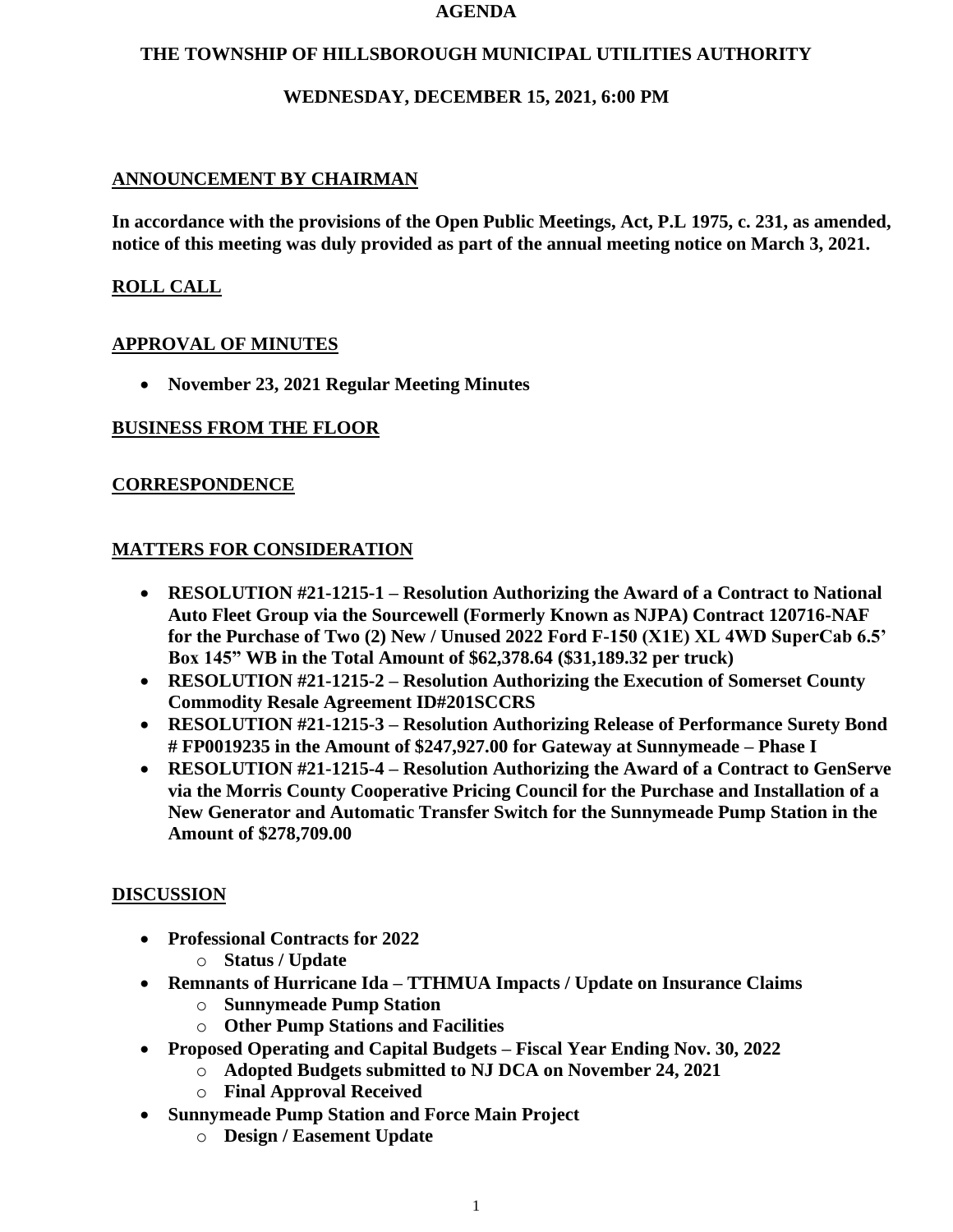# AGENDA

## THE TOWNSHIP OF HILLSBOROUGH MUNICIPAL UTILITIES AUTHORITY

## WEDNESDAY, DECEMBER 15, 2021, 6:00 PM

### ANNOUNCEMENT BY CHAIRMAN

**In accordance with the provisions of the Open Public Meetings, Act, P.L 1975, c. 231, as amended, notice of this meeting was duly provided as part of the annual meeting notice on March 3, 2021.**

### ROLL CALL

### APPROVAL OF MINUTES

- **November 23, 2021 Regular Meeting Minutes**

### BUSINESS FROM THE FLOOR

### CORRESPONDENCE

### MATTERS FOR CONSIDERATION

- **RESOLUTION #21-1215-1 – Resolution Authorizing the Award of a Contract to National Auto Fleet Group via the Sourcewell (Formerly Known as NJPA) Contract 120716-NAF for the Purchase of Two (2) New / Unused 2022 Ford F-150 (X1E) XL 4WD SuperCab 6.5' Box 145" WB in the Total Amount of $62,378.64 ($31,189.32 per truck)**
- **RESOLUTION #21-1215-2 – Resolution Authorizing the Execution of Somerset County Commodity Resale Agreement ID#201SCCRS**
- **RESOLUTION #21-1215-3 – Resolution Authorizing Release of Performance Surety Bond # FP0019235 in the Amount of $247,927.00 for Gateway at Sunnymeade – Phase I**
- **RESOLUTION #21-1215-4 – Resolution Authorizing the Award of a Contract to GenServe via the Morris County Cooperative Pricing Council for the Purchase and Installation of a New Generator and Automatic Transfer Switch for the Sunnymeade Pump Station in the Amount of $278,709.00**

### DISCUSSION

- **Professional Contracts for 2022**
  - **Status / Update**
- **Remnants of Hurricane Ida – TTHMUA Impacts / Update on Insurance Claims**
  - **Sunnymeade Pump Station**
  - **Other Pump Stations and Facilities**
- **Proposed Operating and Capital Budgets – Fiscal Year Ending Nov. 30, 2022**
  - **Adopted Budgets submitted to NJ DCA on November 24, 2021**
  - **Final Approval Received**
- **Sunnymeade Pump Station and Force Main Project**
  - **Design / Easement Update**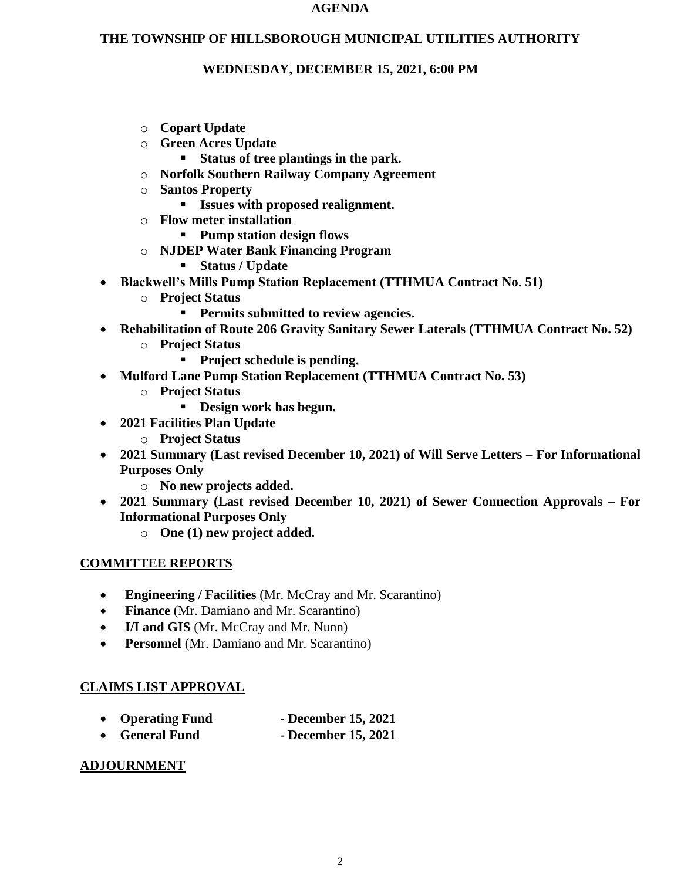**AGENDA**

**THE TOWNSHIP OF HILLSBOROUGH MUNICIPAL UTILITIES AUTHORITY**

**WEDNESDAY, DECEMBER 15, 2021, 6:00 PM**

  - **Copart Update**
  - **Green Acres Update**
    - **Status of tree plantings in the park.**
  - **Norfolk Southern Railway Company Agreement**
  - **Santos Property**
    - **Issues with proposed realignment.**
  - **Flow meter installation**
    - **Pump station design flows**
  - **NJDEP Water Bank Financing Program**
    - **Status / Update**
- **Blackwell's Mills Pump Station Replacement (TTHMUA Contract No. 51)**
  - **Project Status**
    - **Permits submitted to review agencies.**
- **Rehabilitation of Route 206 Gravity Sanitary Sewer Laterals (TTHMUA Contract No. 52)**
  - **Project Status**
    - **Project schedule is pending.**
- **Mulford Lane Pump Station Replacement (TTHMUA Contract No. 53)**
  - **Project Status**
    - **Design work has begun.**
- **2021 Facilities Plan Update**
  - **Project Status**
- **2021 Summary (Last revised December 10, 2021) of Will Serve Letters – For Informational Purposes Only**
  - **No new projects added.**
- **2021 Summary (Last revised December 10, 2021) of Sewer Connection Approvals – For Informational Purposes Only**
  - **One (1) new project added.**

## COMMITTEE REPORTS

- **Engineering / Facilities** (Mr. McCray and Mr. Scarantino)
- **Finance** (Mr. Damiano and Mr. Scarantino)
- **I/I and GIS** (Mr. McCray and Mr. Nunn)
- **Personnel** (Mr. Damiano and Mr. Scarantino)

## CLAIMS LIST APPROVAL

- **Operating Fund - December 15, 2021**
- **General Fund - December 15, 2021**

## ADJOURNMENT